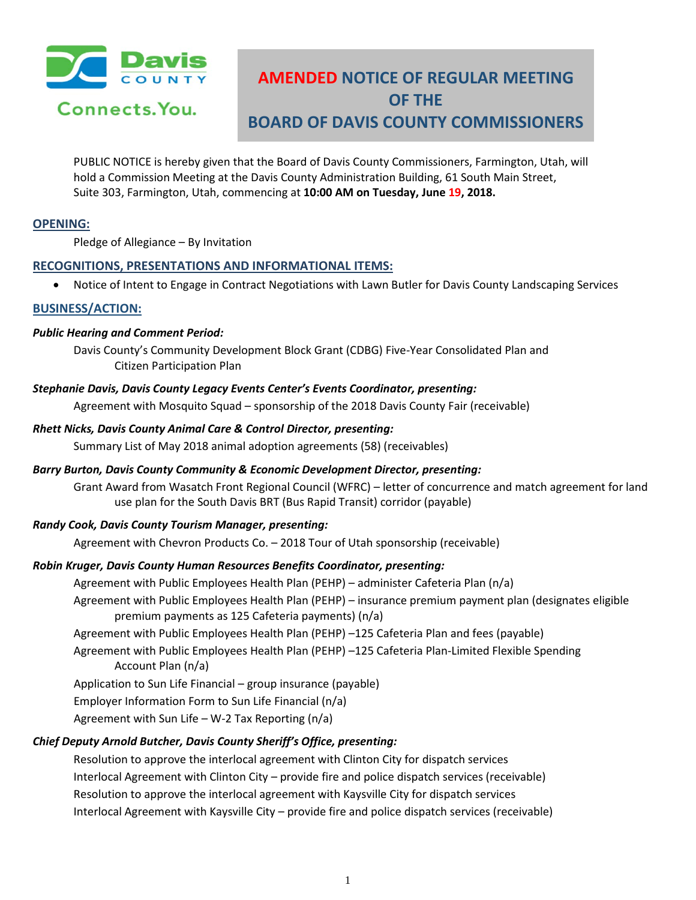Davis COUNTY

Connects.You.

# AMENDED NOTICE OF REGULAR MEETING OF THE BOARD OF DAVIS COUNTY COMMISSIONERS

PUBLIC NOTICE is hereby given that the Board of Davis County Commissioners, Farmington, Utah, will hold a Commission Meeting at the Davis County Administration Building, 61 South Main Street, Suite 303, Farmington, Utah, commencing at **10:00 AM on Tuesday, June 19, 2018.**

## OPENING:

Pledge of Allegiance – By Invitation

## RECOGNITIONS, PRESENTATIONS AND INFORMATIONAL ITEMS:

- Notice of Intent to Engage in Contract Negotiations with Lawn Butler for Davis County Landscaping Services

## BUSINESS/ACTION:

***Public Hearing and Comment Period:***

Davis County's Community Development Block Grant (CDBG) Five-Year Consolidated Plan and Citizen Participation Plan

***Stephanie Davis, Davis County Legacy Events Center's Events Coordinator, presenting:***

Agreement with Mosquito Squad – sponsorship of the 2018 Davis County Fair (receivable)

***Rhett Nicks, Davis County Animal Care & Control Director, presenting:***

Summary List of May 2018 animal adoption agreements (58) (receivables)

***Barry Burton, Davis County Community & Economic Development Director, presenting:***

Grant Award from Wasatch Front Regional Council (WFRC) – letter of concurrence and match agreement for land use plan for the South Davis BRT (Bus Rapid Transit) corridor (payable)

***Randy Cook, Davis County Tourism Manager, presenting:***

Agreement with Chevron Products Co. – 2018 Tour of Utah sponsorship (receivable)

***Robin Kruger, Davis County Human Resources Benefits Coordinator, presenting:***

Agreement with Public Employees Health Plan (PEHP) – administer Cafeteria Plan (n/a)

Agreement with Public Employees Health Plan (PEHP) – insurance premium payment plan (designates eligible premium payments as 125 Cafeteria payments) (n/a)

Agreement with Public Employees Health Plan (PEHP) –125 Cafeteria Plan and fees (payable)

Agreement with Public Employees Health Plan (PEHP) –125 Cafeteria Plan-Limited Flexible Spending Account Plan (n/a)

Application to Sun Life Financial – group insurance (payable)

Employer Information Form to Sun Life Financial (n/a)

Agreement with Sun Life – W-2 Tax Reporting (n/a)

***Chief Deputy Arnold Butcher, Davis County Sheriff's Office, presenting:***

Resolution to approve the interlocal agreement with Clinton City for dispatch services

Interlocal Agreement with Clinton City – provide fire and police dispatch services (receivable)

Resolution to approve the interlocal agreement with Kaysville City for dispatch services

Interlocal Agreement with Kaysville City – provide fire and police dispatch services (receivable)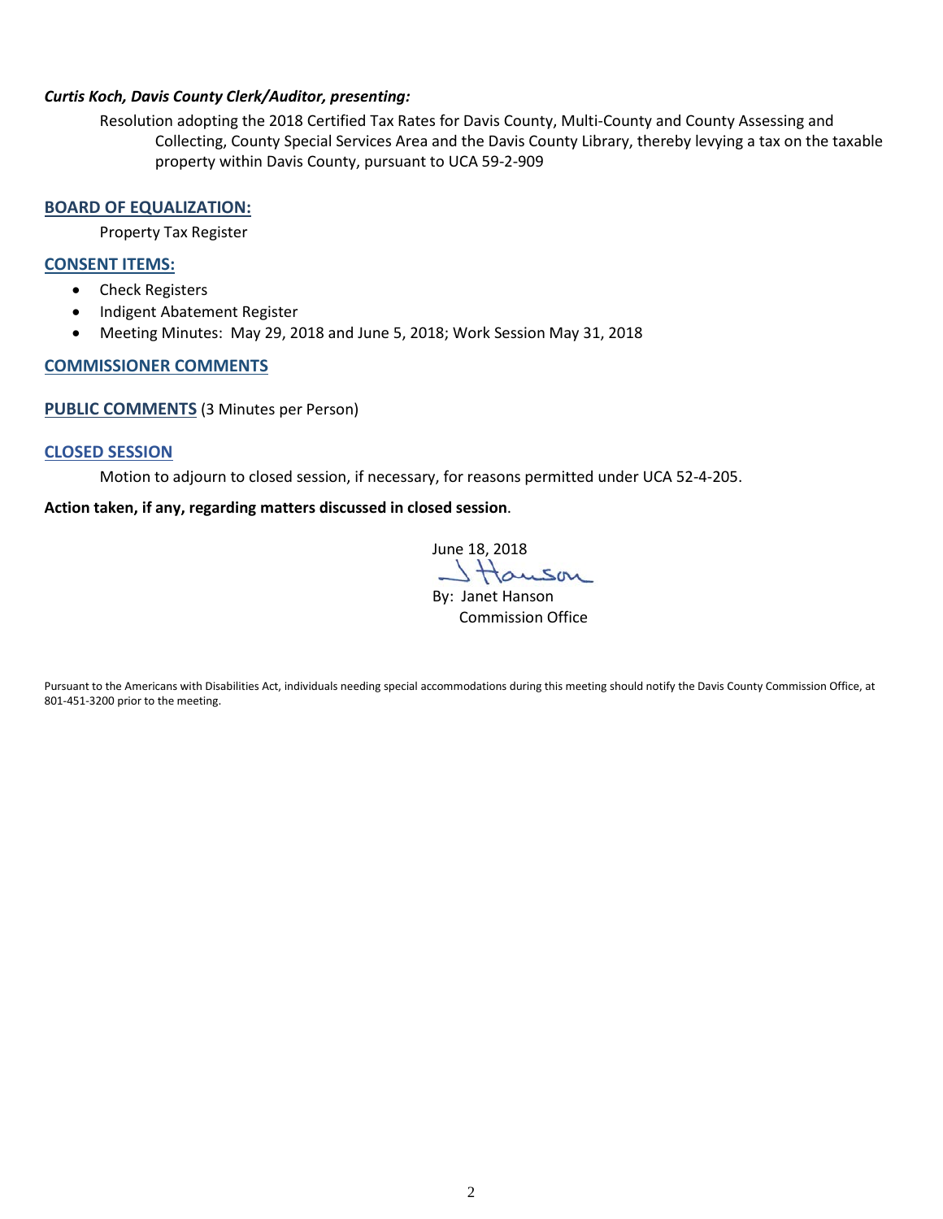***Curtis Koch, Davis County Clerk/Auditor, presenting:***

Resolution adopting the 2018 Certified Tax Rates for Davis County, Multi-County and County Assessing and Collecting, County Special Services Area and the Davis County Library, thereby levying a tax on the taxable property within Davis County, pursuant to UCA 59-2-909

## BOARD OF EQUALIZATION:

Property Tax Register

## CONSENT ITEMS:

- Check Registers
- Indigent Abatement Register
- Meeting Minutes: May 29, 2018 and June 5, 2018; Work Session May 31, 2018

## COMMISSIONER COMMENTS

## PUBLIC COMMENTS (3 Minutes per Person)

## CLOSED SESSION

Motion to adjourn to closed session, if necessary, for reasons permitted under UCA 52-4-205.

**Action taken, if any, regarding matters discussed in closed session**.

June 18, 2018

J Hanson

By: Janet Hanson
Commission Office

Pursuant to the Americans with Disabilities Act, individuals needing special accommodations during this meeting should notify the Davis County Commission Office, at 801-451-3200 prior to the meeting.